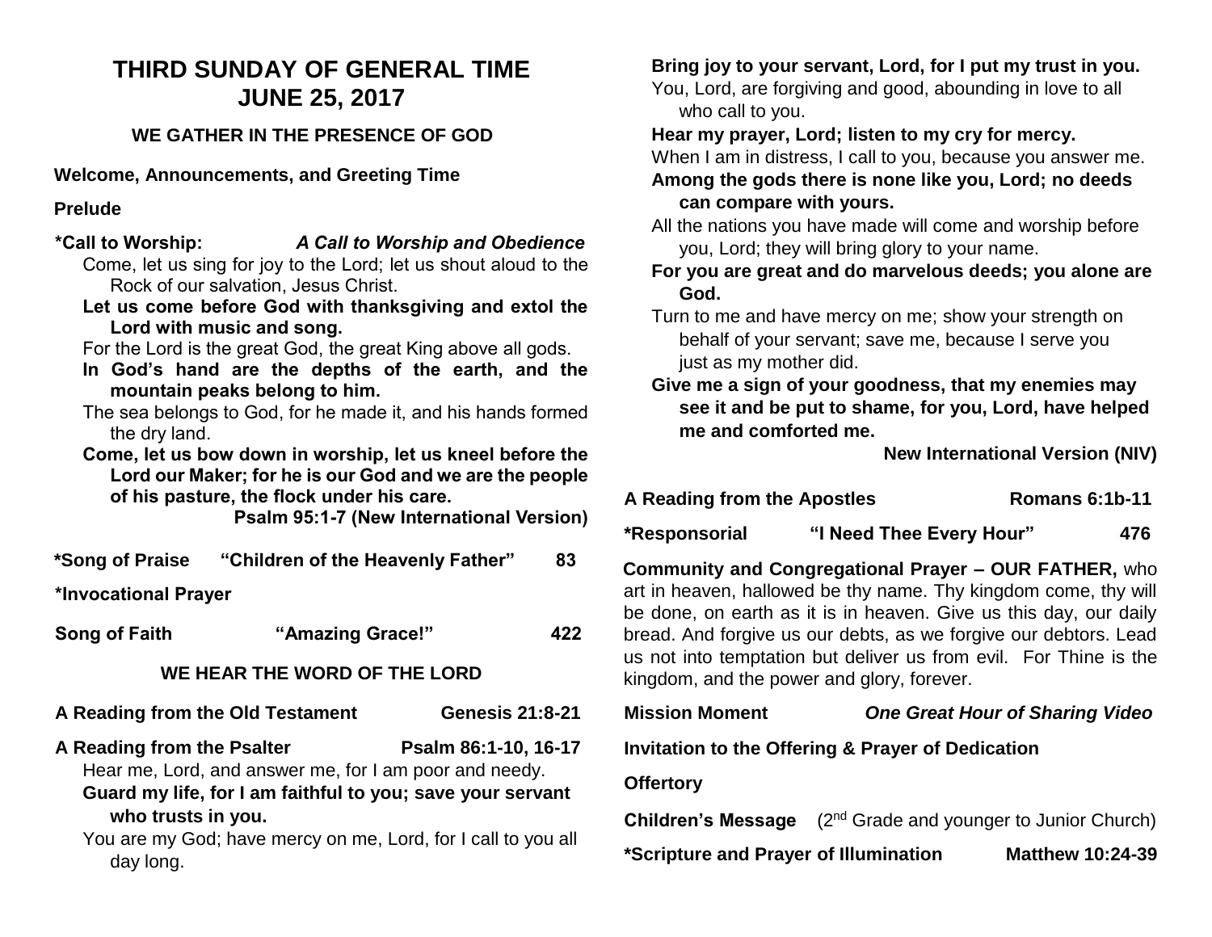# THIRD SUNDAY OF GENERAL TIME
# JUNE 25, 2017

## WE GATHER IN THE PRESENCE OF GOD

**Welcome, Announcements, and Greeting Time**

**Prelude**

**\*Call to Worship:** ***A Call to Worship and Obedience***

Come, let us sing for joy to the Lord; let us shout aloud to the Rock of our salvation, Jesus Christ.

**Let us come before God with thanksgiving and extol the Lord with music and song.**

For the Lord is the great God, the great King above all gods.

**In God's hand are the depths of the earth, and the mountain peaks belong to him.**

The sea belongs to God, for he made it, and his hands formed the dry land.

**Come, let us bow down in worship, let us kneel before the Lord our Maker; for he is our God and we are the people of his pasture, the flock under his care.**

**Psalm 95:1-7 (New International Version)**

**\*Song of Praise "Children of the Heavenly Father" 83**

**\*Invocational Prayer**

**Song of Faith "Amazing Grace!" 422**

## WE HEAR THE WORD OF THE LORD

**A Reading from the Old Testament Genesis 21:8-21**

**A Reading from the Psalter Psalm 86:1-10, 16-17**

Hear me, Lord, and answer me, for I am poor and needy.

**Guard my life, for I am faithful to you; save your servant who trusts in you.**

You are my God; have mercy on me, Lord, for I call to you all day long.

**Bring joy to your servant, Lord, for I put my trust in you.**

You, Lord, are forgiving and good, abounding in love to all who call to you.

**Hear my prayer, Lord; listen to my cry for mercy.**

When I am in distress, I call to you, because you answer me.

**Among the gods there is none like you, Lord; no deeds can compare with yours.**

All the nations you have made will come and worship before you, Lord; they will bring glory to your name.

**For you are great and do marvelous deeds; you alone are God.**

Turn to me and have mercy on me; show your strength on behalf of your servant; save me, because I serve you just as my mother did.

**Give me a sign of your goodness, that my enemies may see it and be put to shame, for you, Lord, have helped me and comforted me.**

**New International Version (NIV)**

**A Reading from the Apostles Romans 6:1b-11**

**\*Responsorial "I Need Thee Every Hour" 476**

**Community and Congregational Prayer – OUR FATHER,** who art in heaven, hallowed be thy name. Thy kingdom come, thy will be done, on earth as it is in heaven. Give us this day, our daily bread. And forgive us our debts, as we forgive our debtors. Lead us not into temptation but deliver us from evil. For Thine is the kingdom, and the power and glory, forever.

**Mission Moment** ***One Great Hour of Sharing Video***

**Invitation to the Offering & Prayer of Dedication**

**Offertory**

**Children's Message** (2nd Grade and younger to Junior Church)

**\*Scripture and Prayer of Illumination Matthew 10:24-39**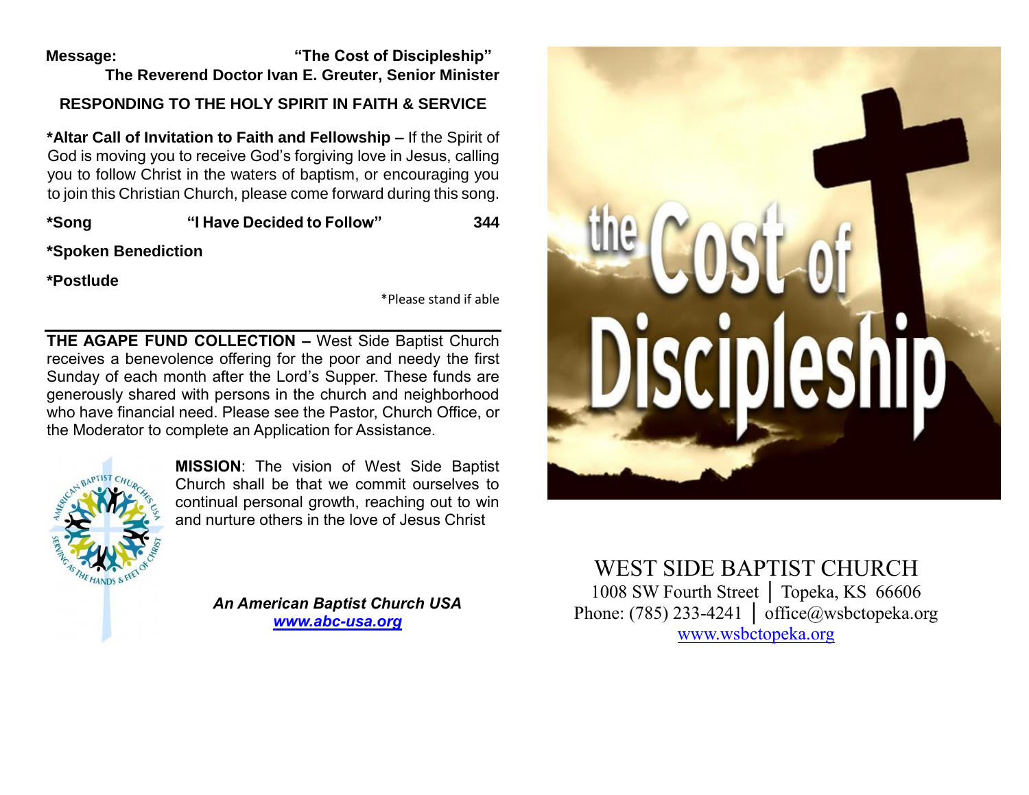**Message:** **"The Cost of Discipleship"**
**The Reverend Doctor Ivan E. Greuter, Senior Minister**

**RESPONDING TO THE HOLY SPIRIT IN FAITH & SERVICE**

***Altar Call of Invitation to Faith and Fellowship –** If the Spirit of God is moving you to receive God's forgiving love in Jesus, calling you to follow Christ in the waters of baptism, or encouraging you to join this Christian Church, please come forward during this song.

***Song** **"I Have Decided to Follow"** **344**

***Spoken Benediction**

***Postlude**

*Please stand if able

---

**THE AGAPE FUND COLLECTION –** West Side Baptist Church receives a benevolence offering for the poor and needy the first Sunday of each month after the Lord's Supper. These funds are generously shared with persons in the church and neighborhood who have financial need. Please see the Pastor, Church Office, or the Moderator to complete an Application for Assistance.

**MISSION**: The vision of West Side Baptist Church shall be that we commit ourselves to continual personal growth, reaching out to win and nurture others in the love of Jesus Christ

***An American Baptist Church USA***
***www.abc-usa.org***

the Cost of Discipleship

WEST SIDE BAPTIST CHURCH
1008 SW Fourth Street | Topeka, KS 66606
Phone: (785) 233-4241 | office@wsbctopeka.org
www.wsbctopeka.org